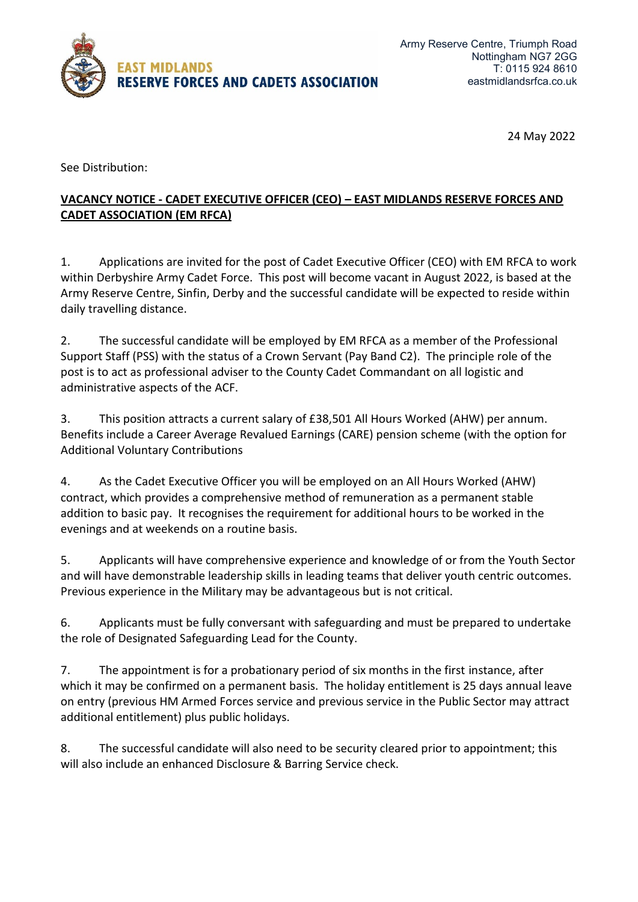EAST MIDLANDS
RESERVE FORCES AND CADETS ASSOCIATION

Army Reserve Centre, Triumph Road
Nottingham NG7 2GG
T: 0115 924 8610
eastmidlandsrfca.co.uk

24 May 2022

See Distribution:

**VACANCY NOTICE - CADET EXECUTIVE OFFICER (CEO) – EAST MIDLANDS RESERVE FORCES AND CADET ASSOCIATION (EM RFCA)**

1. Applications are invited for the post of Cadet Executive Officer (CEO) with EM RFCA to work within Derbyshire Army Cadet Force. This post will become vacant in August 2022, is based at the Army Reserve Centre, Sinfin, Derby and the successful candidate will be expected to reside within daily travelling distance.

2. The successful candidate will be employed by EM RFCA as a member of the Professional Support Staff (PSS) with the status of a Crown Servant (Pay Band C2). The principle role of the post is to act as professional adviser to the County Cadet Commandant on all logistic and administrative aspects of the ACF.

3. This position attracts a current salary of £38,501 All Hours Worked (AHW) per annum. Benefits include a Career Average Revalued Earnings (CARE) pension scheme (with the option for Additional Voluntary Contributions

4. As the Cadet Executive Officer you will be employed on an All Hours Worked (AHW) contract, which provides a comprehensive method of remuneration as a permanent stable addition to basic pay. It recognises the requirement for additional hours to be worked in the evenings and at weekends on a routine basis.

5. Applicants will have comprehensive experience and knowledge of or from the Youth Sector and will have demonstrable leadership skills in leading teams that deliver youth centric outcomes. Previous experience in the Military may be advantageous but is not critical.

6. Applicants must be fully conversant with safeguarding and must be prepared to undertake the role of Designated Safeguarding Lead for the County.

7. The appointment is for a probationary period of six months in the first instance, after which it may be confirmed on a permanent basis. The holiday entitlement is 25 days annual leave on entry (previous HM Armed Forces service and previous service in the Public Sector may attract additional entitlement) plus public holidays.

8. The successful candidate will also need to be security cleared prior to appointment; this will also include an enhanced Disclosure & Barring Service check.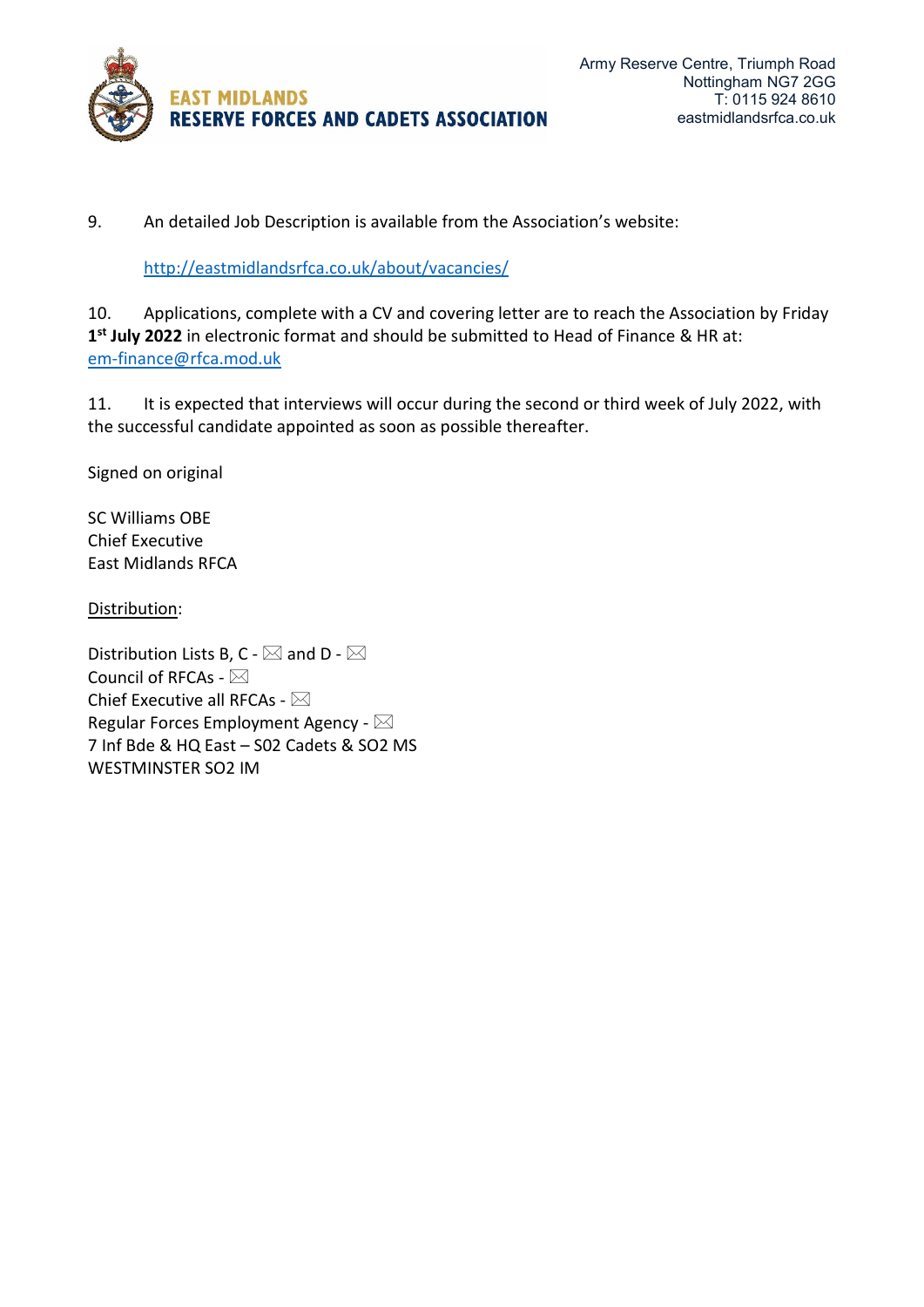9. An detailed Job Description is available from the Association's website:

   http://eastmidlandsrfca.co.uk/about/vacancies/

10. Applications, complete with a CV and covering letter are to reach the Association by Friday **1st July 2022** in electronic format and should be submitted to Head of Finance & HR at: em-finance@rfca.mod.uk

11. It is expected that interviews will occur during the second or third week of July 2022, with the successful candidate appointed as soon as possible thereafter.

Signed on original

SC Williams OBE
Chief Executive
East Midlands RFCA

Distribution:

Distribution Lists B, C - ✉ and D - ✉
Council of RFCAs - ✉
Chief Executive all RFCAs - ✉
Regular Forces Employment Agency - ✉
7 Inf Bde & HQ East – S02 Cadets & SO2 MS
WESTMINSTER SO2 IM